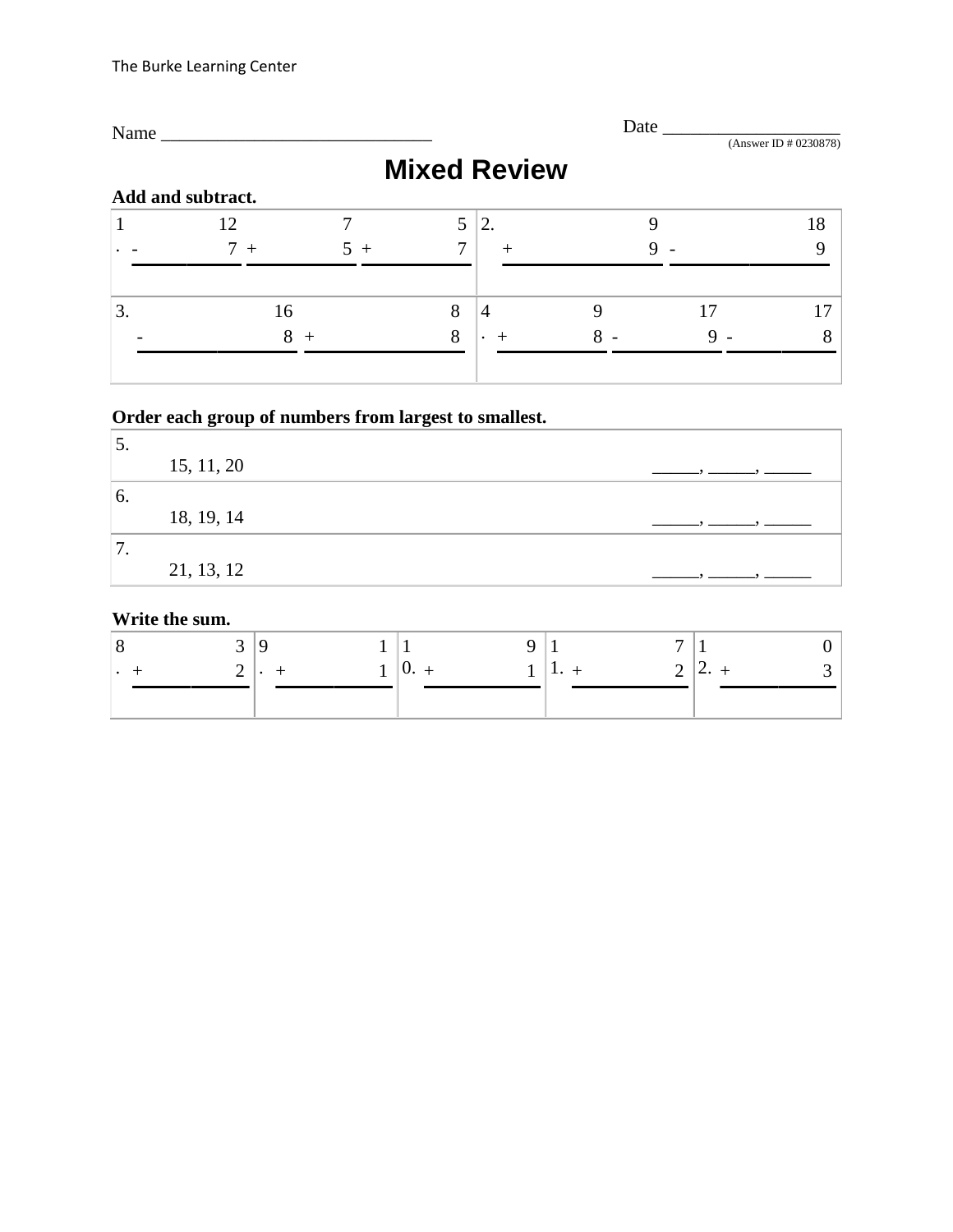Name ______________________________ Date ____________________

(Answer ID # 0230878)

# Mixed Review

**Add and subtract.**

| | | | | |
|---|---|---|---|---|
| 1. | 12 − 7 | 7 + 5 | 5 + 7 | |
| 2. | 9 + 9 | 18 − 9 | | |
| 3. | 16 − 8 | 8 + 8 | | |
| 4. | 9 + 8 | 17 − 9 | 17 − 8 | |

**Order each group of numbers from largest to smallest.**

5. 15, 11, 20 _____, _____, _____

6. 18, 19, 14 _____, _____, _____

7. 21, 13, 12 _____, _____, _____

**Write the sum.**

| 8. | 9. | 10. | 11. | 12. |
|---|---|---|---|---|
| 3 + 2 | 1 + 1 | 9 + 1 | 7 + 2 | 0 + 3 |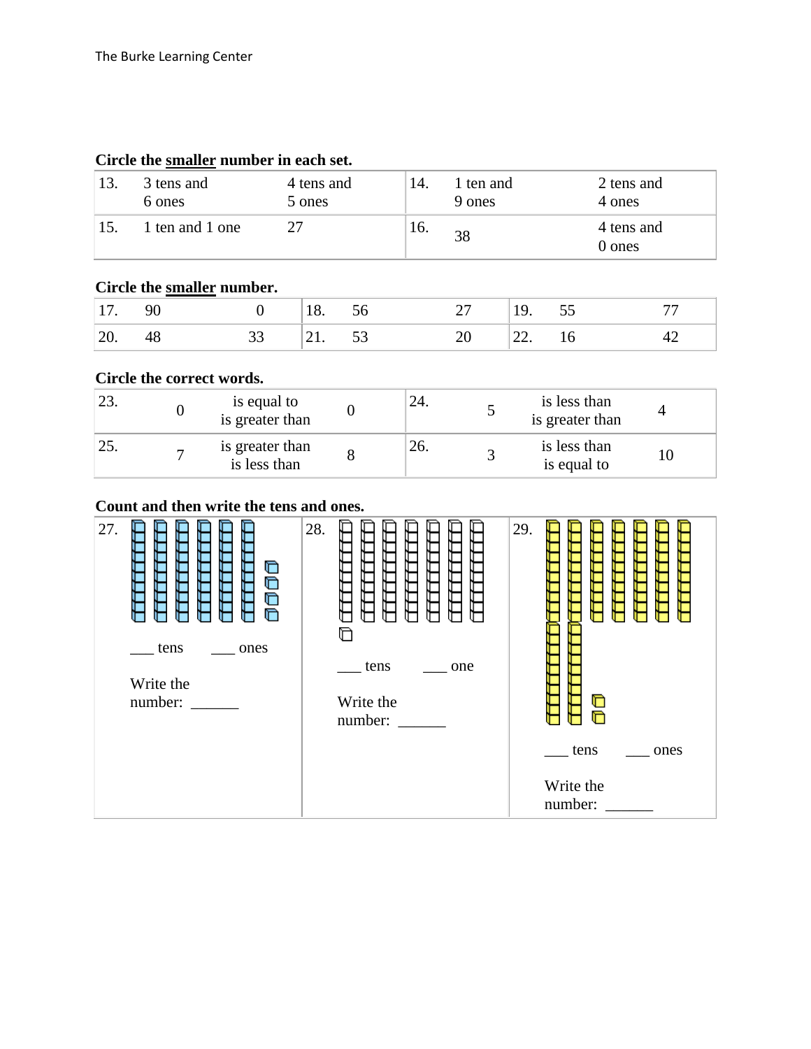**Circle the smaller number in each set.**

| | | | | | |
|---|---|---|---|---|---|
| 13. | 3 tens and 6 ones | 4 tens and 5 ones | 14. | 1 ten and 9 ones | 2 tens and 4 ones |
| 15. | 1 ten and 1 one | 27 | 16. | 38 | 4 tens and 0 ones |

**Circle the smaller number.**

| | | | | | | | | |
|---|---|---|---|---|---|---|---|---|
| 17. | 90 | 0 | 18. | 56 | 27 | 19. | 55 | 77 |
| 20. | 48 | 33 | 21. | 53 | 20 | 22. | 16 | 42 |

**Circle the correct words.**

| | | | | | | | |
|---|---|---|---|---|---|---|---|
| 23. | 0 | is equal to / is greater than | 0 | 24. | 5 | is less than / is greater than | 4 |
| 25. | 7 | is greater than / is less than | 8 | 26. | 3 | is less than / is equal to | 10 |

**Count and then write the tens and ones.**

27.

___ tens ___ ones

Write the number: ______

28.

___ tens ___ one

Write the number: ______

29.

___ tens ___ ones

Write the number: ______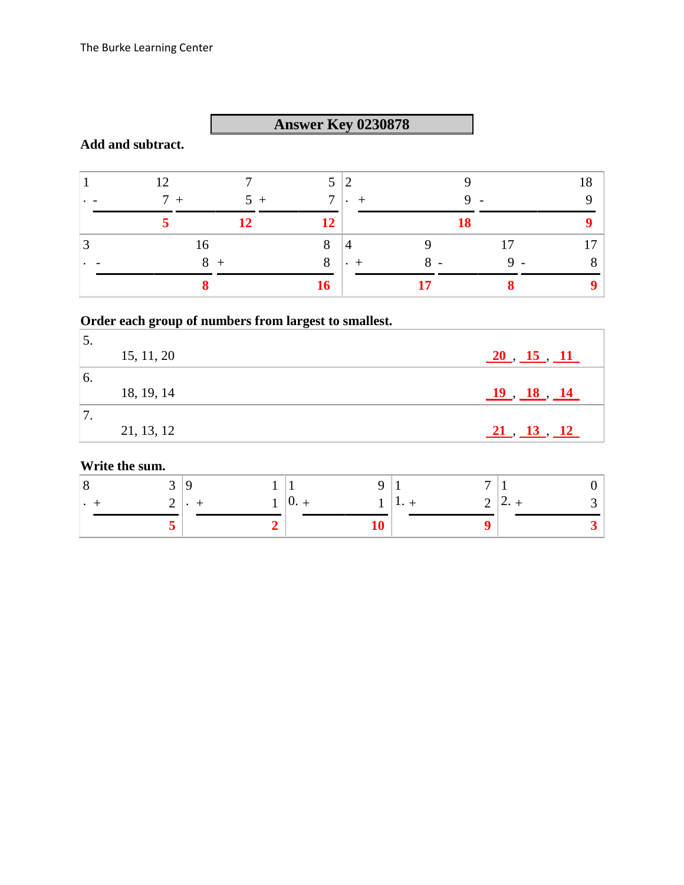## Answer Key 0230878

**Add and subtract.**

| Problem | | | |
|---|---|---|---|
| 1. | 12 − 7 = **5** | 7 + 5 = **12** | 5 + 7 = **12** |
| 2. | 9 + 9 = **18** | 18 − 9 = **9** | |
| 3. | 16 − 8 = **8** | 8 + 8 = **16** | |
| 4. | 9 + 8 = **17** | 17 − 9 = **8** | 17 − 8 = **9** |

**Order each group of numbers from largest to smallest.**

| Problem | Numbers | Answer |
|---|---|---|
| 5. | 15, 11, 20 | **20**, **15**, **11** |
| 6. | 18, 19, 14 | **19**, **18**, **14** |
| 7. | 21, 13, 12 | **21**, **13**, **12** |

**Write the sum.**

| 8. | 9. | 10. | 11. | 12. |
|---|---|---|---|---|
| 3 + 2 = **5** | 1 + 1 = **2** | 9 + 1 = **10** | 7 + 2 = **9** | 0 + 3 = **3** |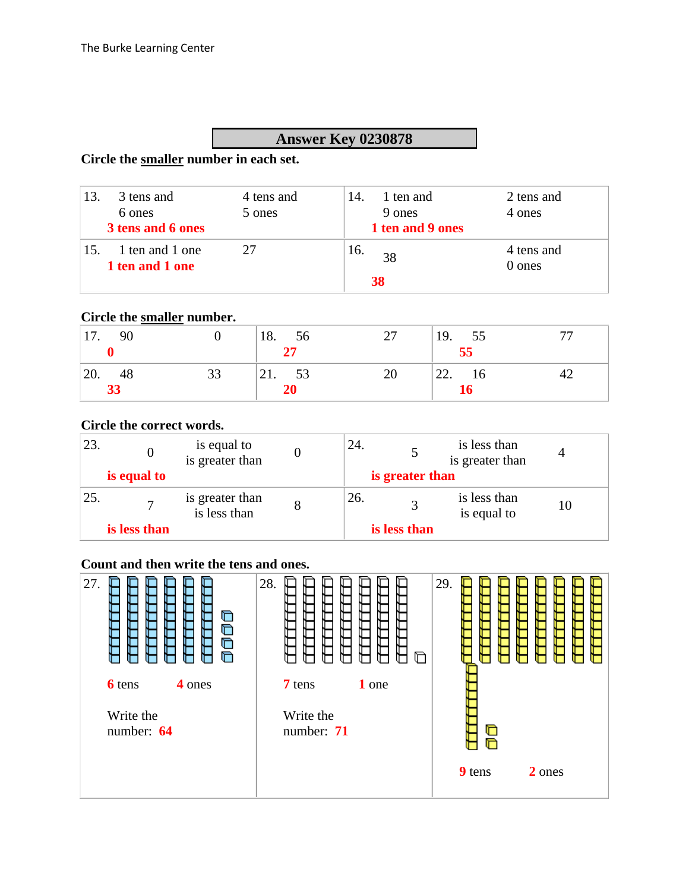# Answer Key 0230878

**Circle the smaller number in each set.**

| | | | |
|---|---|---|---|
| 13. 3 tens and 6 ones | 4 tens and 5 ones | 14. 1 ten and 9 ones | 2 tens and 4 ones |
| **3 tens and 6 ones** | | **1 ten and 9 ones** | |
| 15. 1 ten and 1 one | 27 | 16. 38 | 4 tens and 0 ones |
| **1 ten and 1 one** | | **38** | |

**Circle the smaller number.**

| | | | | | |
|---|---|---|---|---|---|
| 17. 90 | 0 | 18. 56 | 27 | 19. 55 | 77 |
| **0** | | **27** | | **55** | |
| 20. 48 | 33 | 21. 53 | 20 | 22. 16 | 42 |
| **33** | | **20** | | **16** | |

**Circle the correct words.**

| | | | | | |
|---|---|---|---|---|---|
| 23. 0 | is equal to / is greater than | 0 | 24. 5 | is less than / is greater than | 4 |
| **is equal to** | | | **is greater than** | | |
| 25. 7 | is greater than / is less than | 8 | 26. 3 | is less than / is equal to | 10 |
| **is less than** | | | **is less than** | | |

**Count and then write the tens and ones.**

27. **6** tens **4** ones

Write the number: **64**

28. **7** tens **1** one

Write the number: **71**

29. **9** tens **2** ones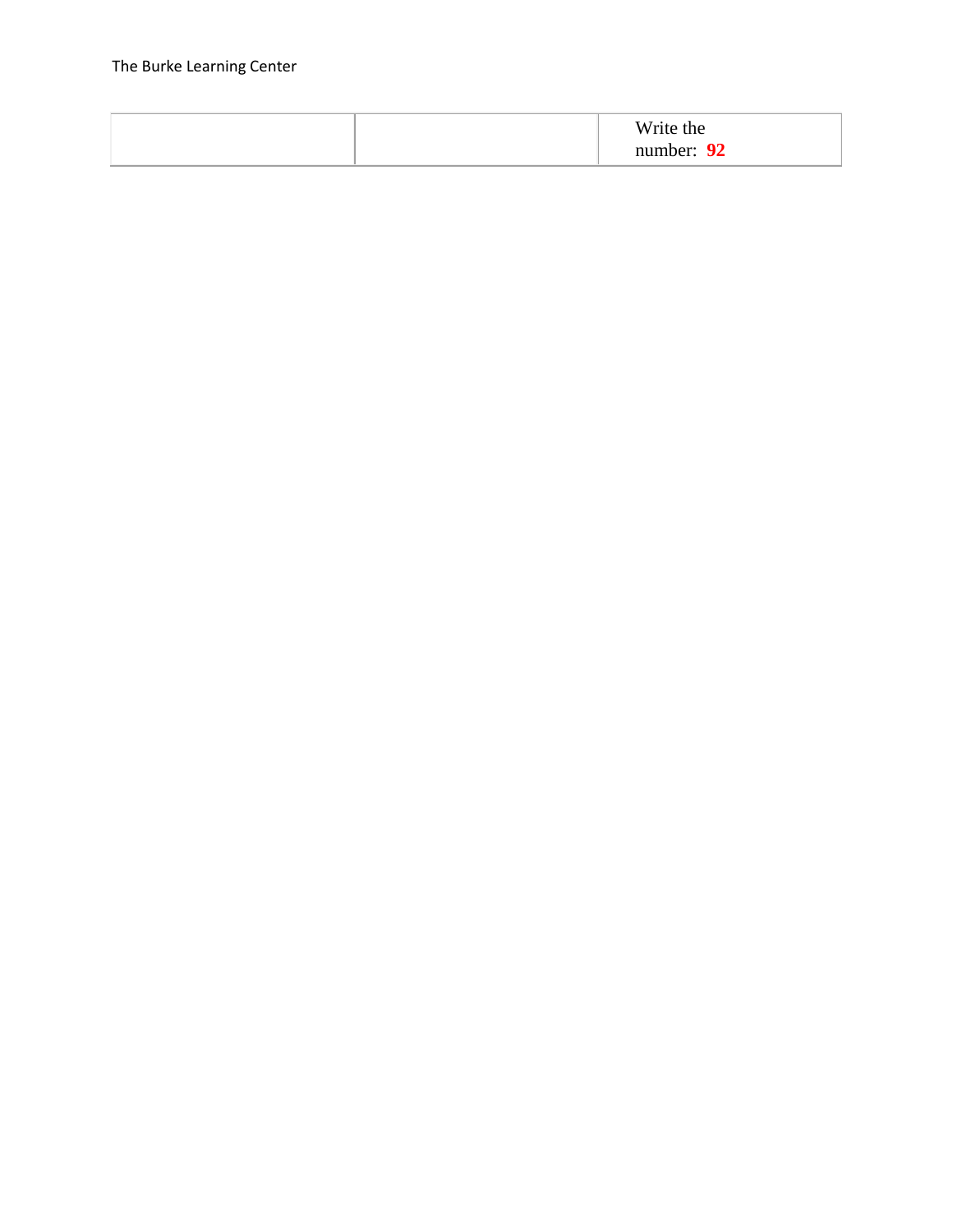| | | |
|---|---|---|
| | | Write the number: **92** |